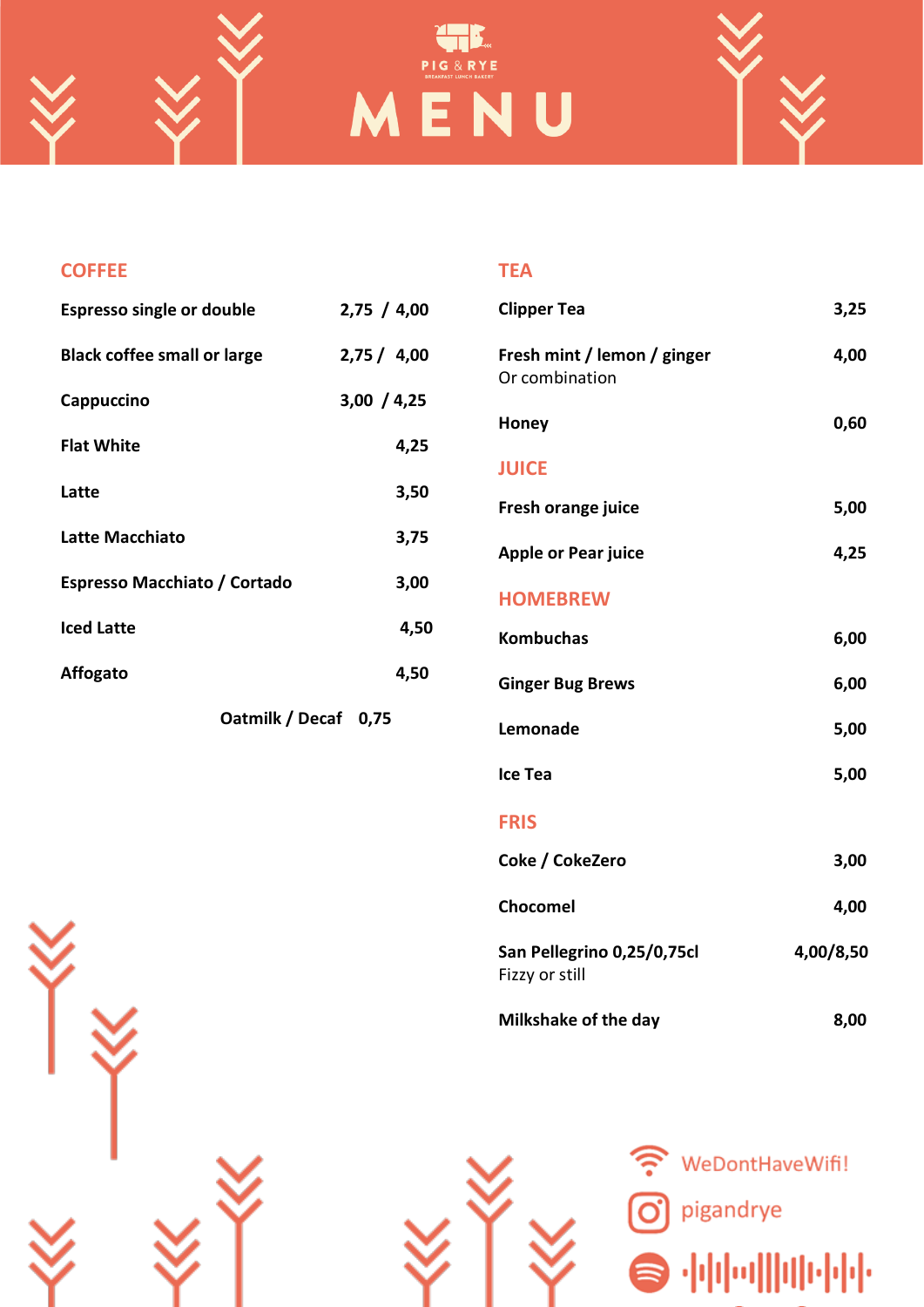PIG & RYE

BREAKFAST LUNCH BAKERY

# MENU

## COFFEE

| Item | Price |
|---|---|
| **Espresso single or double** | **2,75 / 4,00** |
| **Black coffee small or large** | **2,75 / 4,00** |
| **Cappuccino** | **3,00 / 4,25** |
| **Flat White** | **4,25** |
| **Latte** | **3,50** |
| **Latte Macchiato** | **3,75** |
| **Espresso Macchiato / Cortado** | **3,00** |
| **Iced Latte** | **4,50** |
| **Affogato** | **4,50** |

**Oatmilk / Decaf 0,75**

## TEA

| Item | Price |
|---|---|
| **Clipper Tea** | **3,25** |
| **Fresh mint / lemon / ginger**<br>Or combination | **4,00** |
| **Honey** | **0,60** |

## JUICE

| Item | Price |
|---|---|
| **Fresh orange juice** | **5,00** |
| **Apple or Pear juice** | **4,25** |

## HOMEBREW

| Item | Price |
|---|---|
| **Kombuchas** | **6,00** |
| **Ginger Bug Brews** | **6,00** |
| **Lemonade** | **5,00** |
| **Ice Tea** | **5,00** |

## FRIS

| Item | Price |
|---|---|
| **Coke / CokeZero** | **3,00** |
| **Chocomel** | **4,00** |
| **San Pellegrino 0,25/0,75cl**<br>Fizzy or still | **4,00/8,50** |
| **Milkshake of the day** | **8,00** |

WeDontHaveWifi!

pigandrye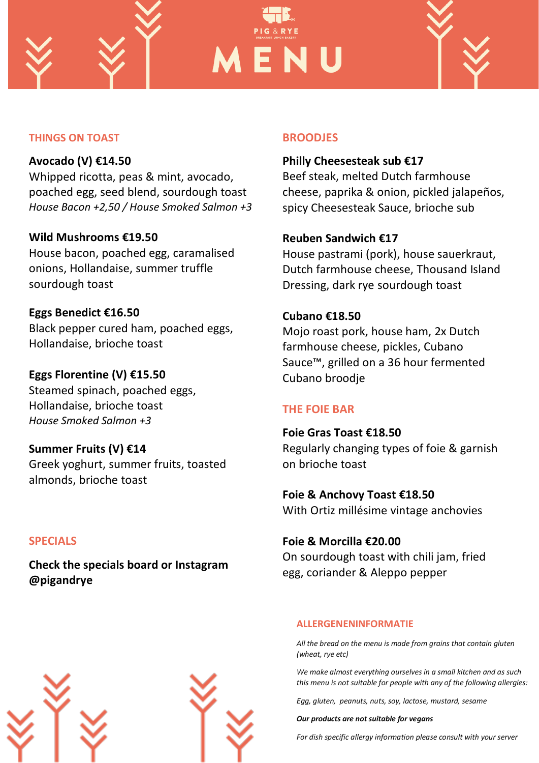PIG & RYE

BREAKFAST LUNCH BAKERY

# MENU

## THINGS ON TOAST

**Avocado (V) €14.50**
Whipped ricotta, peas & mint, avocado, poached egg, seed blend, sourdough toast
*House Bacon +2,50 / House Smoked Salmon +3*

**Wild Mushrooms €19.50**
House bacon, poached egg, caramalised onions, Hollandaise, summer truffle sourdough toast

**Eggs Benedict €16.50**
Black pepper cured ham, poached eggs, Hollandaise, brioche toast

**Eggs Florentine (V) €15.50**
Steamed spinach, poached eggs, Hollandaise, brioche toast
*House Smoked Salmon +3*

**Summer Fruits (V) €14**
Greek yoghurt, summer fruits, toasted almonds, brioche toast

## SPECIALS

**Check the specials board or Instagram @pigandrye**

## BROODJES

**Philly Cheesesteak sub €17**
Beef steak, melted Dutch farmhouse cheese, paprika & onion, pickled jalapeños, spicy Cheesesteak Sauce, brioche sub

**Reuben Sandwich €17**
House pastrami (pork), house sauerkraut, Dutch farmhouse cheese, Thousand Island Dressing, dark rye sourdough toast

**Cubano €18.50**
Mojo roast pork, house ham, 2x Dutch farmhouse cheese, pickles, Cubano Sauce™, grilled on a 36 hour fermented Cubano broodje

## THE FOIE BAR

**Foie Gras Toast €18.50**
Regularly changing types of foie & garnish on brioche toast

**Foie & Anchovy Toast €18.50**
With Ortiz millésime vintage anchovies

**Foie & Morcilla €20.00**
On sourdough toast with chili jam, fried egg, coriander & Aleppo pepper

## ALLERGENENINFORMATIE

*All the bread on the menu is made from grains that contain gluten (wheat, rye etc)*

*We make almost everything ourselves in a small kitchen and as such this menu is not suitable for people with any of the following allergies:*

*Egg, gluten, peanuts, nuts, soy, lactose, mustard, sesame*

***Our products are not suitable for vegans***

*For dish specific allergy information please consult with your server*